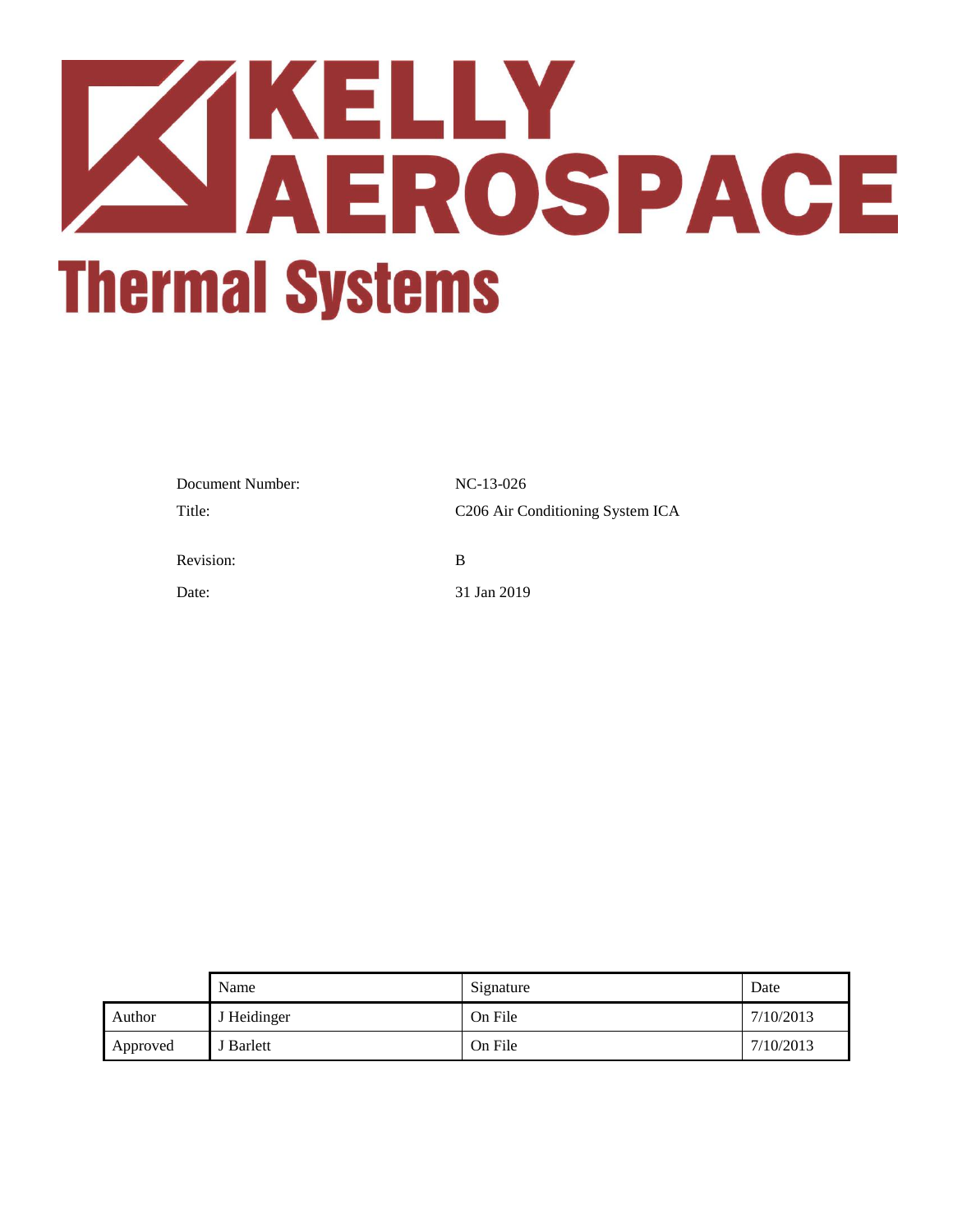# KELLY AEROSPACE

## Thermal Systems

Document Number: NC-13-026

Title: C206 Air Conditioning System ICA

Revision: B

Date: 31 Jan 2019

| | Name | Signature | Date |
|---|---|---|---|
| Author | J Heidinger | On File | 7/10/2013 |
| Approved | J Barlett | On File | 7/10/2013 |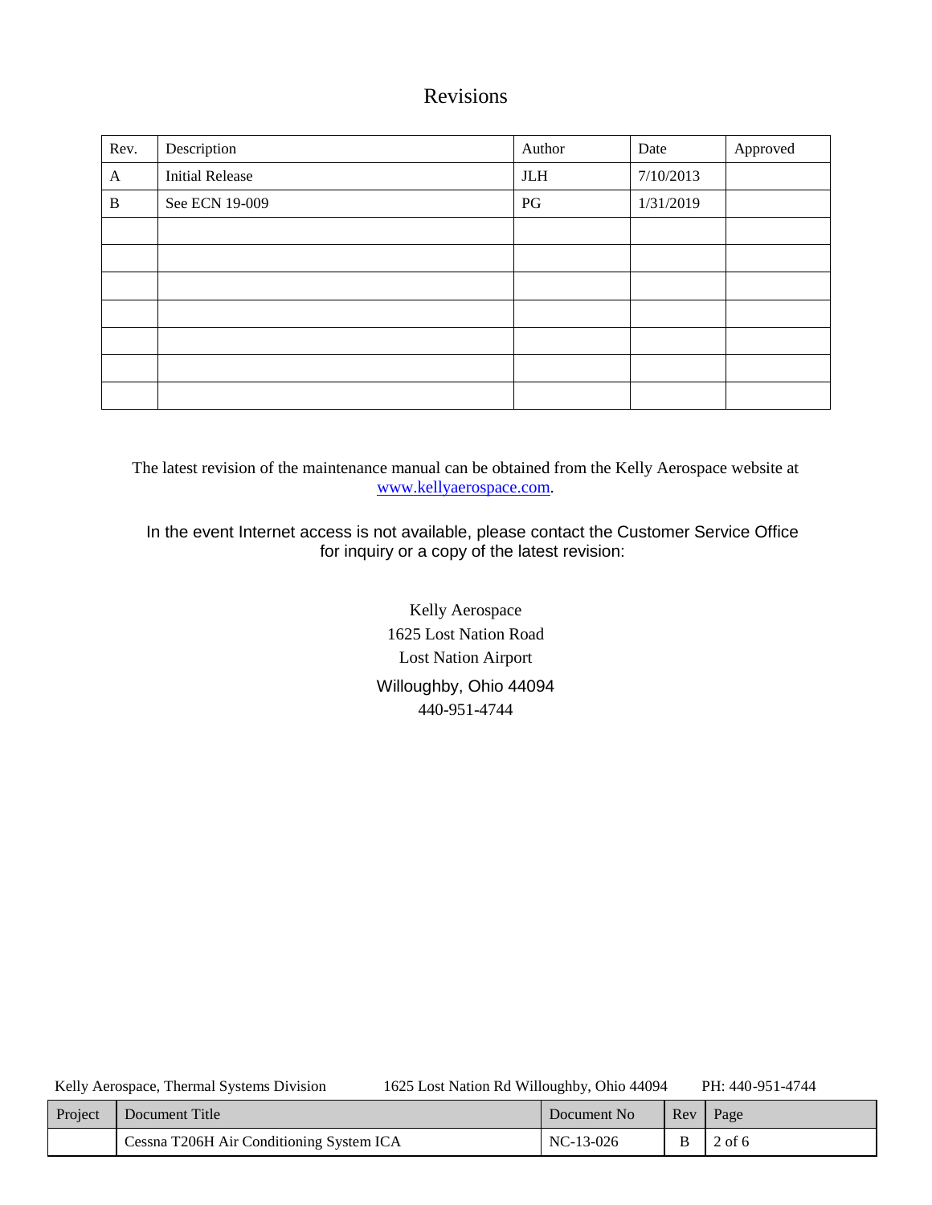# Revisions

| Rev. | Description | Author | Date | Approved |
|---|---|---|---|---|
| A | Initial Release | JLH | 7/10/2013 | |
| B | See ECN 19-009 | PG | 1/31/2019 | |
| | | | | |
| | | | | |
| | | | | |
| | | | | |
| | | | | |
| | | | | |
| | | | | |

The latest revision of the maintenance manual can be obtained from the Kelly Aerospace website at [www.kellyaerospace.com](http://www.kellyaerospace.com).

In the event Internet access is not available, please contact the Customer Service Office for inquiry or a copy of the latest revision:

Kelly Aerospace
1625 Lost Nation Road
Lost Nation Airport
Willoughby, Ohio 44094
440-951-4744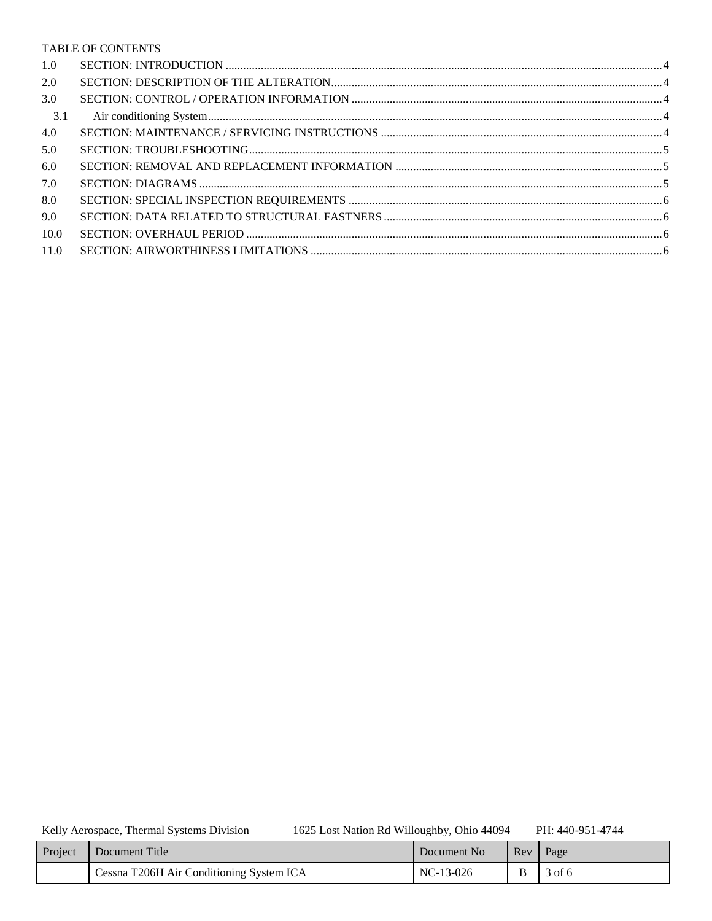TABLE OF CONTENTS

| | | |
|---|---|---|
| 1.0 | SECTION: INTRODUCTION | 4 |
| 2.0 | SECTION: DESCRIPTION OF THE ALTERATION | 4 |
| 3.0 | SECTION: CONTROL / OPERATION INFORMATION | 4 |
| 3.1 | Air conditioning System | 4 |
| 4.0 | SECTION: MAINTENANCE / SERVICING INSTRUCTIONS | 4 |
| 5.0 | SECTION: TROUBLESHOOTING | 5 |
| 6.0 | SECTION: REMOVAL AND REPLACEMENT INFORMATION | 5 |
| 7.0 | SECTION: DIAGRAMS | 5 |
| 8.0 | SECTION: SPECIAL INSPECTION REQUIREMENTS | 6 |
| 9.0 | SECTION: DATA RELATED TO STRUCTURAL FASTNERS | 6 |
| 10.0 | SECTION: OVERHAUL PERIOD | 6 |
| 11.0 | SECTION: AIRWORTHINESS LIMITATIONS | 6 |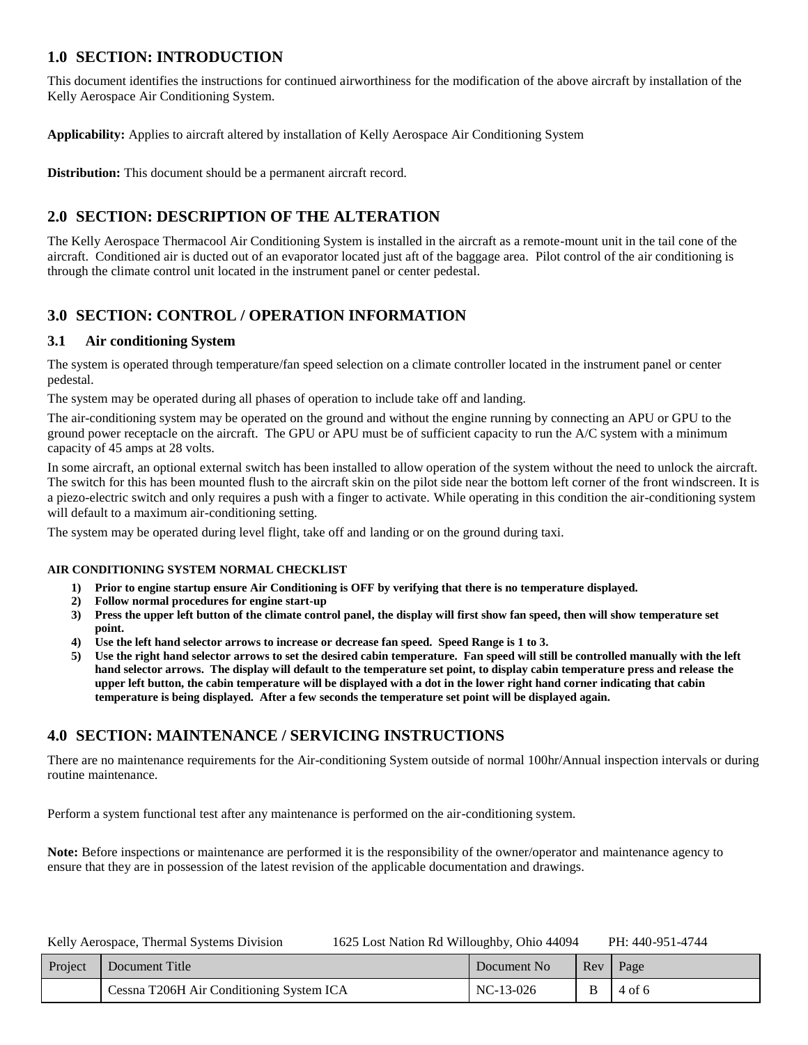## 1.0 SECTION: INTRODUCTION

This document identifies the instructions for continued airworthiness for the modification of the above aircraft by installation of the Kelly Aerospace Air Conditioning System.

**Applicability:** Applies to aircraft altered by installation of Kelly Aerospace Air Conditioning System

**Distribution:** This document should be a permanent aircraft record.

## 2.0 SECTION: DESCRIPTION OF THE ALTERATION

The Kelly Aerospace Thermacool Air Conditioning System is installed in the aircraft as a remote-mount unit in the tail cone of the aircraft. Conditioned air is ducted out of an evaporator located just aft of the baggage area. Pilot control of the air conditioning is through the climate control unit located in the instrument panel or center pedestal.

## 3.0 SECTION: CONTROL / OPERATION INFORMATION

### 3.1 Air conditioning System

The system is operated through temperature/fan speed selection on a climate controller located in the instrument panel or center pedestal.

The system may be operated during all phases of operation to include take off and landing.

The air-conditioning system may be operated on the ground and without the engine running by connecting an APU or GPU to the ground power receptacle on the aircraft. The GPU or APU must be of sufficient capacity to run the A/C system with a minimum capacity of 45 amps at 28 volts.

In some aircraft, an optional external switch has been installed to allow operation of the system without the need to unlock the aircraft. The switch for this has been mounted flush to the aircraft skin on the pilot side near the bottom left corner of the front windscreen. It is a piezo-electric switch and only requires a push with a finger to activate. While operating in this condition the air-conditioning system will default to a maximum air-conditioning setting.

The system may be operated during level flight, take off and landing or on the ground during taxi.

**AIR CONDITIONING SYSTEM NORMAL CHECKLIST**

1) **Prior to engine startup ensure Air Conditioning is OFF by verifying that there is no temperature displayed.**
2) **Follow normal procedures for engine start-up**
3) **Press the upper left button of the climate control panel, the display will first show fan speed, then will show temperature set point.**
4) **Use the left hand selector arrows to increase or decrease fan speed. Speed Range is 1 to 3.**
5) **Use the right hand selector arrows to set the desired cabin temperature. Fan speed will still be controlled manually with the left hand selector arrows. The display will default to the temperature set point, to display cabin temperature press and release the upper left button, the cabin temperature will be displayed with a dot in the lower right hand corner indicating that cabin temperature is being displayed. After a few seconds the temperature set point will be displayed again.**

## 4.0 SECTION: MAINTENANCE / SERVICING INSTRUCTIONS

There are no maintenance requirements for the Air-conditioning System outside of normal 100hr/Annual inspection intervals or during routine maintenance.

Perform a system functional test after any maintenance is performed on the air-conditioning system.

**Note:** Before inspections or maintenance are performed it is the responsibility of the owner/operator and maintenance agency to ensure that they are in possession of the latest revision of the applicable documentation and drawings.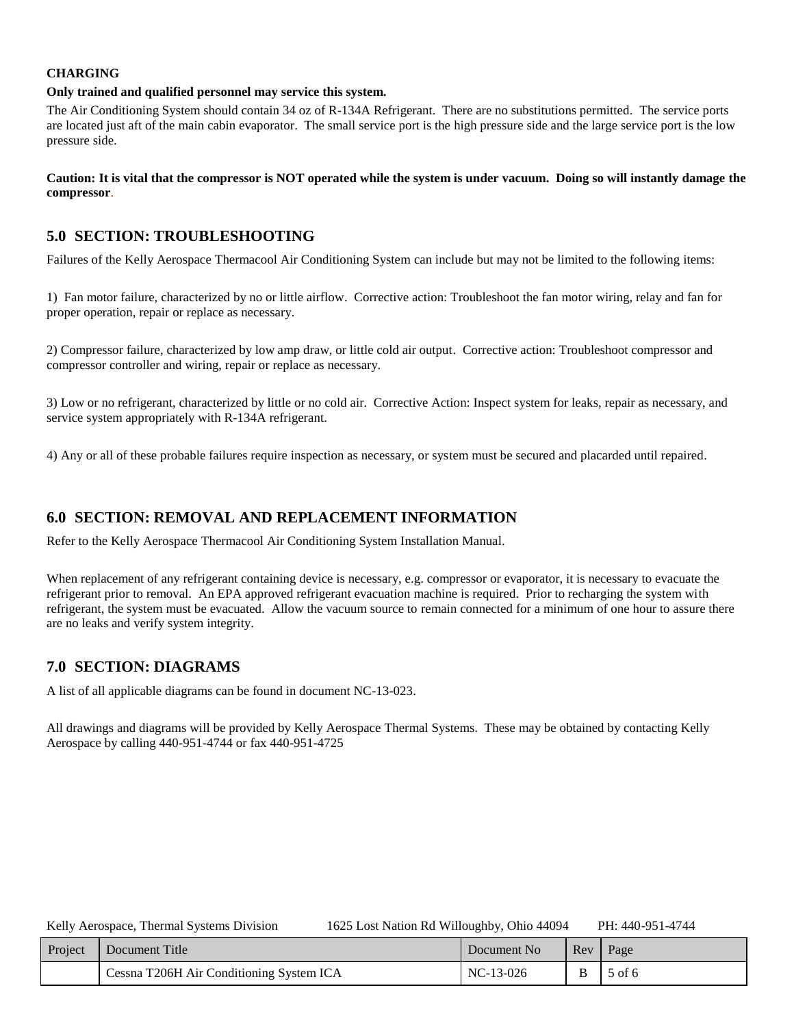**CHARGING**

**Only trained and qualified personnel may service this system.**

The Air Conditioning System should contain 34 oz of R-134A Refrigerant. There are no substitutions permitted. The service ports are located just aft of the main cabin evaporator. The small service port is the high pressure side and the large service port is the low pressure side.

**Caution: It is vital that the compressor is NOT operated while the system is under vacuum. Doing so will instantly damage the compressor.**

## 5.0 SECTION: TROUBLESHOOTING

Failures of the Kelly Aerospace Thermacool Air Conditioning System can include but may not be limited to the following items:

1) Fan motor failure, characterized by no or little airflow. Corrective action: Troubleshoot the fan motor wiring, relay and fan for proper operation, repair or replace as necessary.

2) Compressor failure, characterized by low amp draw, or little cold air output. Corrective action: Troubleshoot compressor and compressor controller and wiring, repair or replace as necessary.

3) Low or no refrigerant, characterized by little or no cold air. Corrective Action: Inspect system for leaks, repair as necessary, and service system appropriately with R-134A refrigerant.

4) Any or all of these probable failures require inspection as necessary, or system must be secured and placarded until repaired.

## 6.0 SECTION: REMOVAL AND REPLACEMENT INFORMATION

Refer to the Kelly Aerospace Thermacool Air Conditioning System Installation Manual.

When replacement of any refrigerant containing device is necessary, e.g. compressor or evaporator, it is necessary to evacuate the refrigerant prior to removal. An EPA approved refrigerant evacuation machine is required. Prior to recharging the system with refrigerant, the system must be evacuated. Allow the vacuum source to remain connected for a minimum of one hour to assure there are no leaks and verify system integrity.

## 7.0 SECTION: DIAGRAMS

A list of all applicable diagrams can be found in document NC-13-023.

All drawings and diagrams will be provided by Kelly Aerospace Thermal Systems. These may be obtained by contacting Kelly Aerospace by calling 440-951-4744 or fax 440-951-4725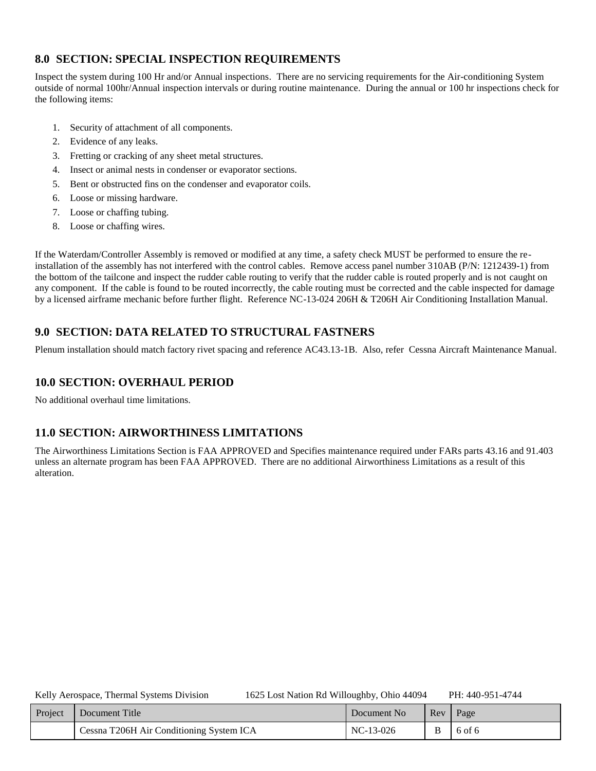## 8.0 SECTION: SPECIAL INSPECTION REQUIREMENTS

Inspect the system during 100 Hr and/or Annual inspections. There are no servicing requirements for the Air-conditioning System outside of normal 100hr/Annual inspection intervals or during routine maintenance. During the annual or 100 hr inspections check for the following items:

1. Security of attachment of all components.
2. Evidence of any leaks.
3. Fretting or cracking of any sheet metal structures.
4. Insect or animal nests in condenser or evaporator sections.
5. Bent or obstructed fins on the condenser and evaporator coils.
6. Loose or missing hardware.
7. Loose or chaffing tubing.
8. Loose or chaffing wires.

If the Waterdam/Controller Assembly is removed or modified at any time, a safety check MUST be performed to ensure the re-installation of the assembly has not interfered with the control cables. Remove access panel number 310AB (P/N: 1212439-1) from the bottom of the tailcone and inspect the rudder cable routing to verify that the rudder cable is routed properly and is not caught on any component. If the cable is found to be routed incorrectly, the cable routing must be corrected and the cable inspected for damage by a licensed airframe mechanic before further flight. Reference NC-13-024 206H & T206H Air Conditioning Installation Manual.

## 9.0 SECTION: DATA RELATED TO STRUCTURAL FASTNERS

Plenum installation should match factory rivet spacing and reference AC43.13-1B. Also, refer Cessna Aircraft Maintenance Manual.

## 10.0 SECTION: OVERHAUL PERIOD

No additional overhaul time limitations.

## 11.0 SECTION: AIRWORTHINESS LIMITATIONS

The Airworthiness Limitations Section is FAA APPROVED and Specifies maintenance required under FARs parts 43.16 and 91.403 unless an alternate program has been FAA APPROVED. There are no additional Airworthiness Limitations as a result of this alteration.